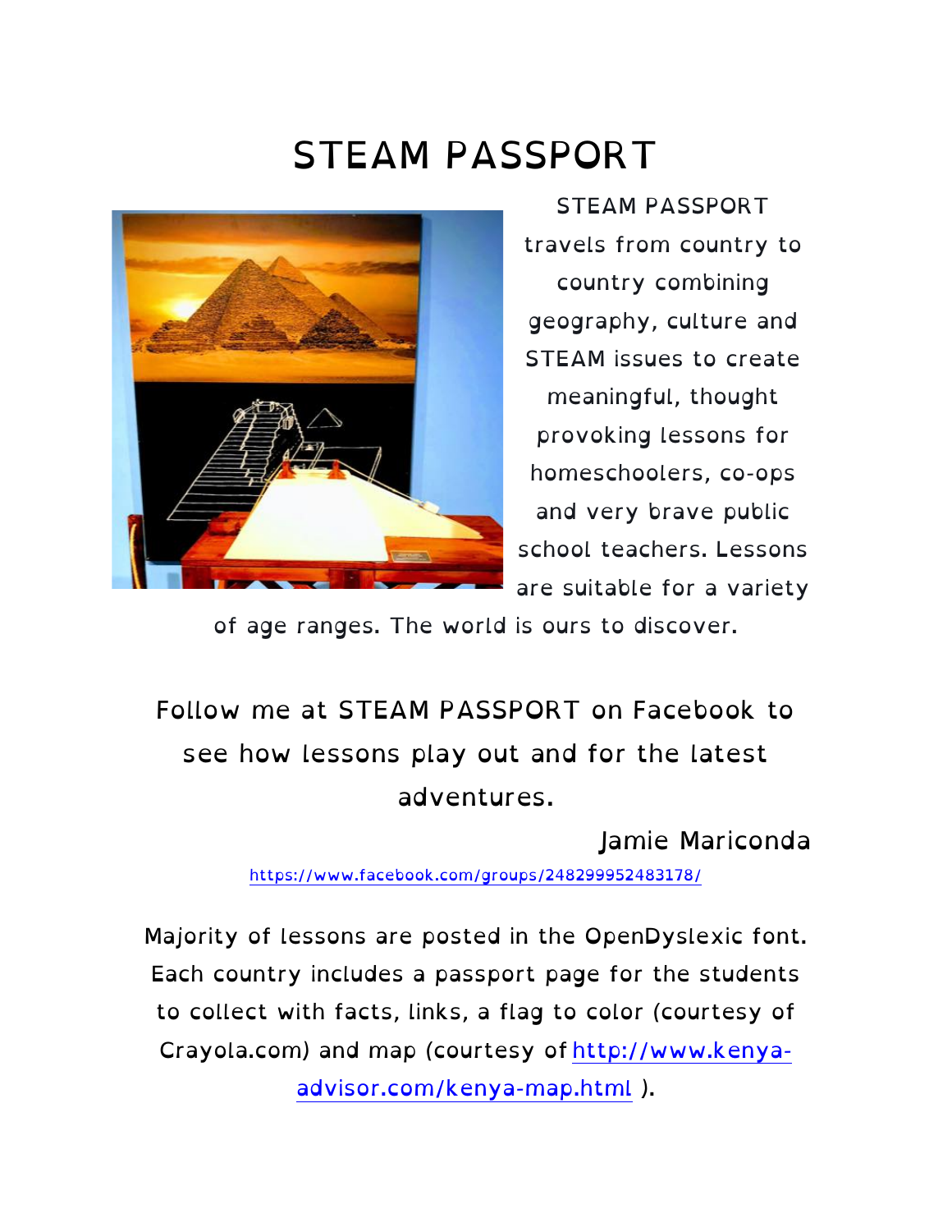# STEAM PASSPORT

STEAM PASSPORT travels from country to country combining geography, culture and STEAM issues to create meaningful, thought provoking lessons for homeschoolers, co-ops and very brave public school teachers. Lessons are suitable for a variety of age ranges. The world is ours to discover.

Follow me at STEAM PASSPORT on Facebook to see how lessons play out and for the latest adventures.

Jamie Mariconda

https://www.facebook.com/groups/248299952483178/

Majority of lessons are posted in the OpenDyslexic font. Each country includes a passport page for the students to collect with facts, links, a flag to color (courtesy of Crayola.com) and map (courtesy of http://www.kenya-advisor.com/kenya-map.html ).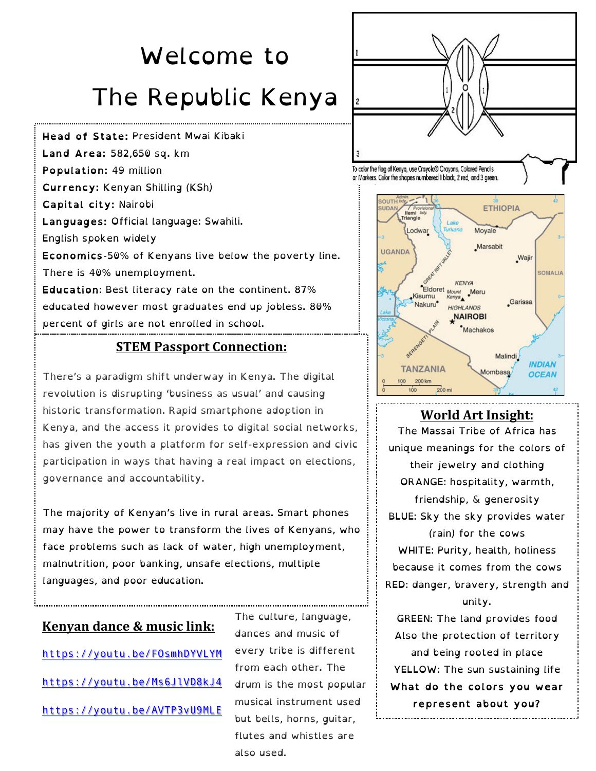# Welcome to The Republic Kenya

**Head of State:** President Mwai Kibaki
**Land Area:** 582,650 sq. km
**Population:** 49 million
**Currency:** Kenyan Shilling (KSh)
**Capital city:** Nairobi
**Languages:** Official language: Swahili. English spoken widely
**Economics**-50% of Kenyans live below the poverty line. There is 40% unemployment.
**Education**: Best literacy rate on the continent. 87% educated however most graduates end up jobless. 80% percent of girls are not enrolled in school.

To color the flag of Kenya, use Crayola® Crayons, Colored Pencils or Markers. Color the shapes numbered 1 black, 2 red, and 3 green.

## STEM Passport Connection:

There's a paradigm shift underway in Kenya. The digital revolution is disrupting 'business as usual' and causing historic transformation. Rapid smartphone adoption in Kenya, and the access it provides to digital social networks, has given the youth a platform for self-expression and civic participation in ways that having a real impact on elections, governance and accountability.

The majority of Kenyan's live in rural areas. Smart phones may have the power to transform the lives of Kenyans, who face problems such as lack of water, high unemployment, malnutrition, poor banking, unsafe elections, multiple languages, and poor education.

## Kenyan dance & music link:

https://youtu.be/FOsmhDYVLYM

https://youtu.be/Ms6J1VD8kJ4

https://youtu.be/AVTP3vU9MLE

The culture, language, dances and music of every tribe is different from each other. The drum is the most popular musical instrument used but bells, horns, guitar, flutes and whistles are also used.

## World Art Insight:

The Massai Tribe of Africa has unique meanings for the colors of their jewelry and clothing

ORANGE: hospitality, warmth, friendship, & generosity

BLUE: Sky the sky provides water (rain) for the cows

WHITE: Purity, health, holiness because it comes from the cows

RED: danger, bravery, strength and unity.

GREEN: The land provides food Also the protection of territory and being rooted in place

YELLOW: The sun sustaining life

**What do the colors you wear represent about you?**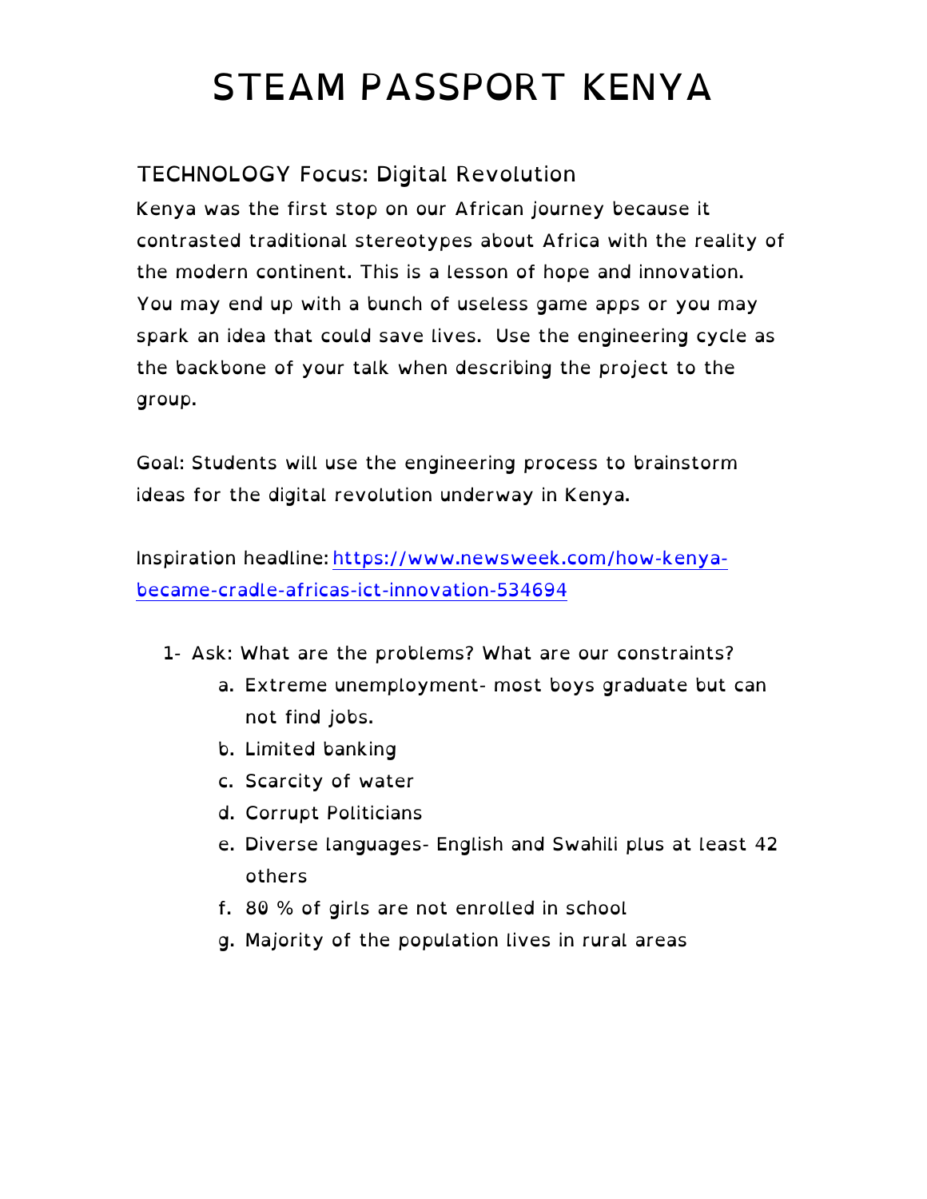# STEAM PASSPORT KENYA

## TECHNOLOGY Focus: Digital Revolution

Kenya was the first stop on our African journey because it contrasted traditional stereotypes about Africa with the reality of the modern continent. This is a lesson of hope and innovation. You may end up with a bunch of useless game apps or you may spark an idea that could save lives. Use the engineering cycle as the backbone of your talk when describing the project to the group.

Goal: Students will use the engineering process to brainstorm ideas for the digital revolution underway in Kenya.

Inspiration headline: [https://www.newsweek.com/how-kenya-became-cradle-africas-ict-innovation-534694](https://www.newsweek.com/how-kenya-became-cradle-africas-ict-innovation-534694)

1- Ask: What are the problems? What are our constraints?

   a. Extreme unemployment- most boys graduate but can not find jobs.
   b. Limited banking
   c. Scarcity of water
   d. Corrupt Politicians
   e. Diverse languages- English and Swahili plus at least 42 others
   f. 80 % of girls are not enrolled in school
   g. Majority of the population lives in rural areas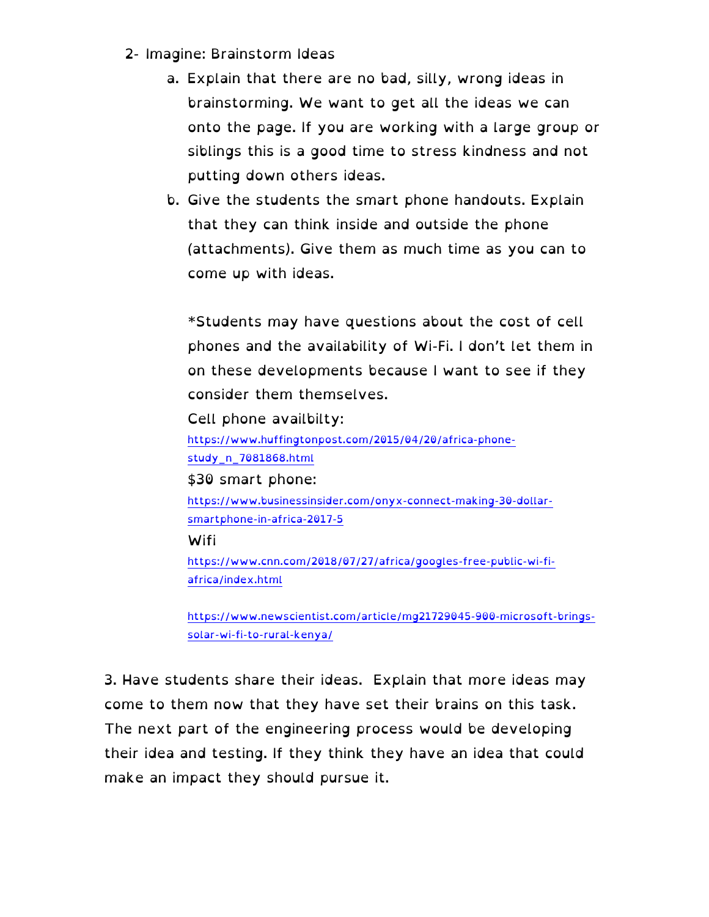2- Imagine: Brainstorm Ideas

   a. Explain that there are no bad, silly, wrong ideas in brainstorming. We want to get all the ideas we can onto the page. If you are working with a large group or siblings this is a good time to stress kindness and not putting down others ideas.

   b. Give the students the smart phone handouts. Explain that they can think inside and outside the phone (attachments). Give them as much time as you can to come up with ideas.

      *Students may have questions about the cost of cell phones and the availability of Wi-Fi. I don't let them in on these developments because I want to see if they consider them themselves.

      Cell phone availbilty:
      [https://www.huffingtonpost.com/2015/04/20/africa-phone-study_n_7081868.html](https://www.huffingtonpost.com/2015/04/20/africa-phone-study_n_7081868.html)

      $30 smart phone:
      [https://www.businessinsider.com/onyx-connect-making-30-dollar-smartphone-in-africa-2017-5](https://www.businessinsider.com/onyx-connect-making-30-dollar-smartphone-in-africa-2017-5)

      Wifi
      [https://www.cnn.com/2018/07/27/africa/googles-free-public-wi-fi-africa/index.html](https://www.cnn.com/2018/07/27/africa/googles-free-public-wi-fi-africa/index.html)

      [https://www.newscientist.com/article/mg21729045-900-microsoft-brings-solar-wi-fi-to-rural-kenya/](https://www.newscientist.com/article/mg21729045-900-microsoft-brings-solar-wi-fi-to-rural-kenya/)

3. Have students share their ideas. Explain that more ideas may come to them now that they have set their brains on this task. The next part of the engineering process would be developing their idea and testing. If they think they have an idea that could make an impact they should pursue it.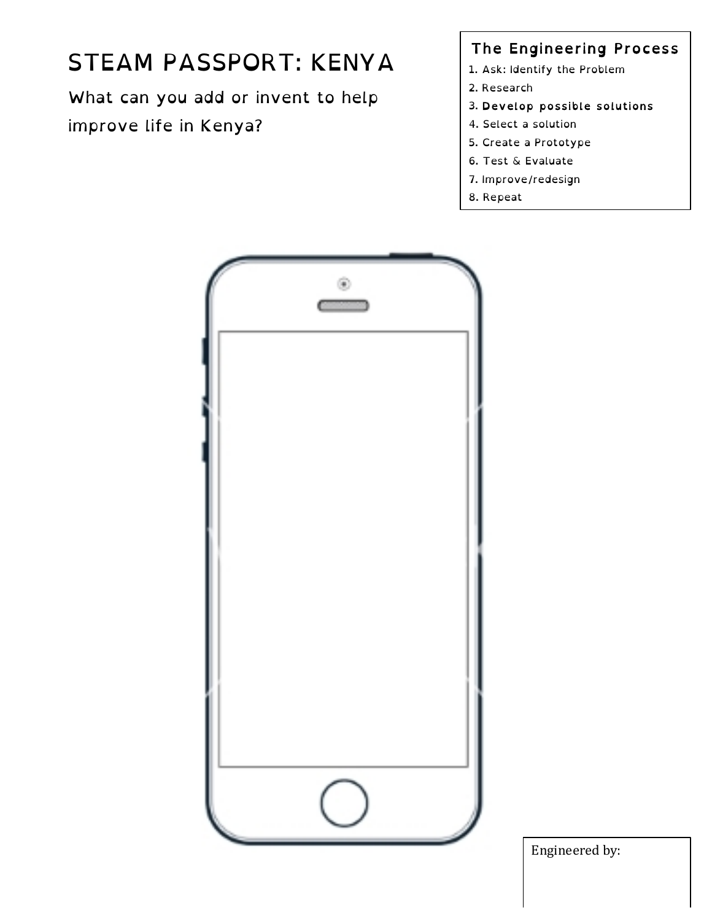# STEAM PASSPORT: KENYA

What can you add or invent to help improve life in Kenya?

**The Engineering Process**

1. Ask: Identify the Problem
2. Research
3. Develop possible solutions
4. Select a solution
5. Create a Prototype
6. Test & Evaluate
7. Improve/redesign
8. Repeat

Engineered by: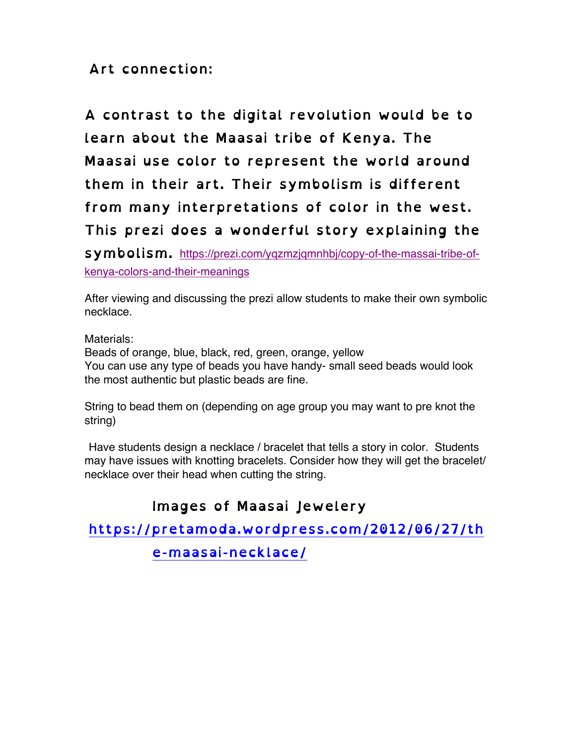## Art connection:

A contrast to the digital revolution would be to learn about the Maasai tribe of Kenya. The Maasai use color to represent the world around them in their art. Their symbolism is different from many interpretations of color in the west. This prezi does a wonderful story explaining the symbolism. https://prezi.com/yqzmzjqmnhbj/copy-of-the-massai-tribe-of-kenya-colors-and-their-meanings

After viewing and discussing the prezi allow students to make their own symbolic necklace.

Materials:
Beads of orange, blue, black, red, green, orange, yellow
You can use any type of beads you have handy- small seed beads would look the most authentic but plastic beads are fine.

String to bead them on (depending on age group you may want to pre knot the string)

Have students design a necklace / bracelet that tells a story in color. Students may have issues with knotting bracelets. Consider how they will get the bracelet/ necklace over their head when cutting the string.

### Images of Maasai Jewelery

https://pretamoda.wordpress.com/2012/06/27/the-maasai-necklace/